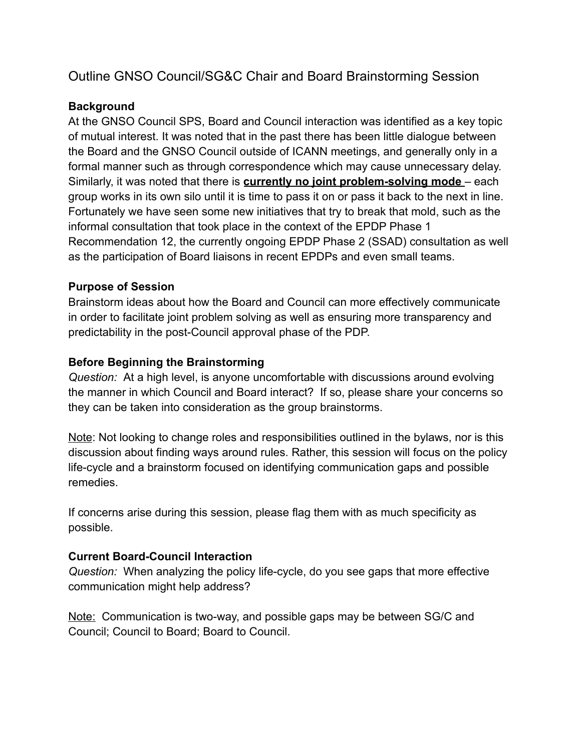# Outline GNSO Council/SG&C Chair and Board Brainstorming Session

**Background**

At the GNSO Council SPS, Board and Council interaction was identified as a key topic of mutual interest. It was noted that in the past there has been little dialogue between the Board and the GNSO Council outside of ICANN meetings, and generally only in a formal manner such as through correspondence which may cause unnecessary delay. Similarly, it was noted that there is **currently no joint problem-solving mode** – each group works in its own silo until it is time to pass it on or pass it back to the next in line. Fortunately we have seen some new initiatives that try to break that mold, such as the informal consultation that took place in the context of the EPDP Phase 1 Recommendation 12, the currently ongoing EPDP Phase 2 (SSAD) consultation as well as the participation of Board liaisons in recent EPDPs and even small teams.

**Purpose of Session**

Brainstorm ideas about how the Board and Council can more effectively communicate in order to facilitate joint problem solving as well as ensuring more transparency and predictability in the post-Council approval phase of the PDP.

**Before Beginning the Brainstorming**

*Question:* At a high level, is anyone uncomfortable with discussions around evolving the manner in which Council and Board interact? If so, please share your concerns so they can be taken into consideration as the group brainstorms.

Note: Not looking to change roles and responsibilities outlined in the bylaws, nor is this discussion about finding ways around rules. Rather, this session will focus on the policy life-cycle and a brainstorm focused on identifying communication gaps and possible remedies.

If concerns arise during this session, please flag them with as much specificity as possible.

**Current Board-Council Interaction**

*Question:* When analyzing the policy life-cycle, do you see gaps that more effective communication might help address?

Note: Communication is two-way, and possible gaps may be between SG/C and Council; Council to Board; Board to Council.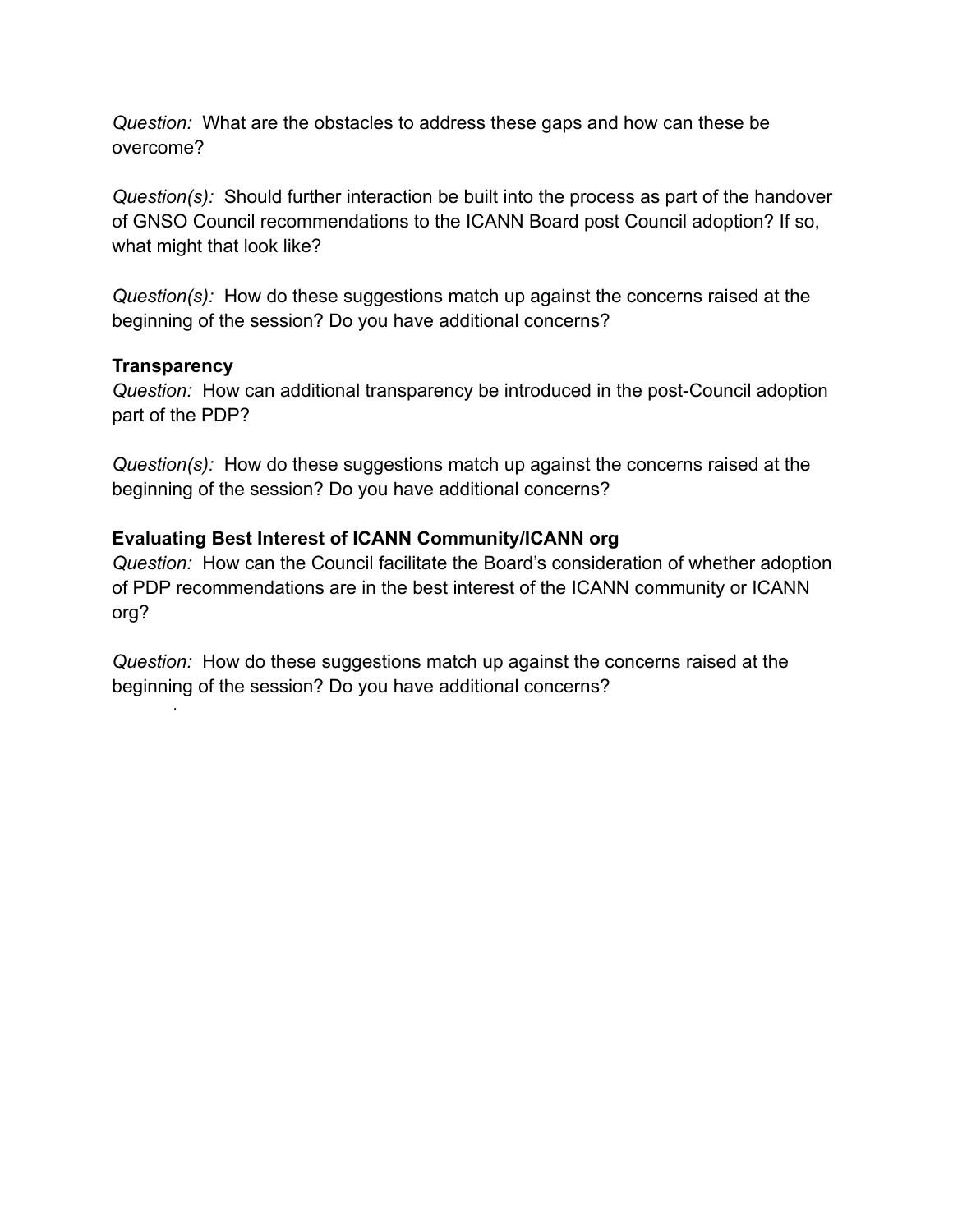*Question:* What are the obstacles to address these gaps and how can these be overcome?

*Question(s):* Should further interaction be built into the process as part of the handover of GNSO Council recommendations to the ICANN Board post Council adoption? If so, what might that look like?

*Question(s):* How do these suggestions match up against the concerns raised at the beginning of the session? Do you have additional concerns?

**Transparency**

*Question:* How can additional transparency be introduced in the post-Council adoption part of the PDP?

*Question(s):* How do these suggestions match up against the concerns raised at the beginning of the session? Do you have additional concerns?

**Evaluating Best Interest of ICANN Community/ICANN org**

*Question:* How can the Council facilitate the Board's consideration of whether adoption of PDP recommendations are in the best interest of the ICANN community or ICANN org?

*Question:* How do these suggestions match up against the concerns raised at the beginning of the session? Do you have additional concerns?